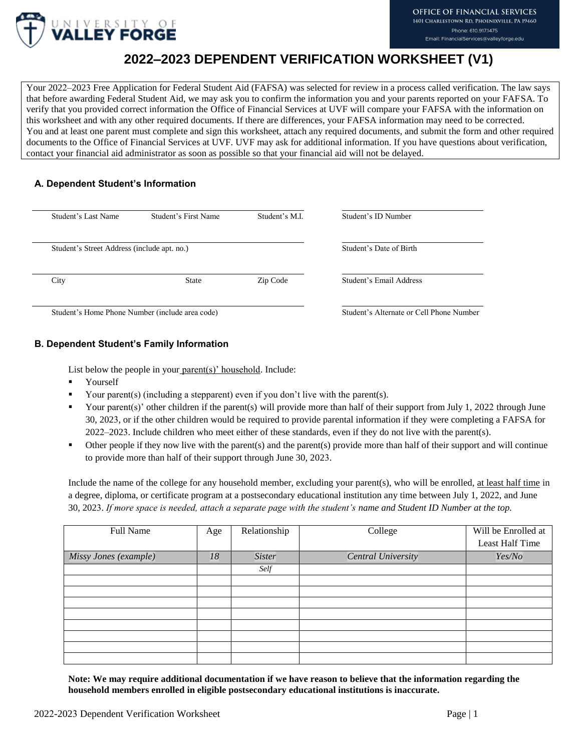UNIVERSITY OF VALLEY FORGE

**OFFICE OF FINANCIAL SERVICES**
1401 Charlestown Rd, Phoenixville, PA 19460
Phone: 610.917.1475
Email: FinancialServices@valleyforge.edu

# 2022–2023 DEPENDENT VERIFICATION WORKSHEET (V1)

Your 2022–2023 Free Application for Federal Student Aid (FAFSA) was selected for review in a process called verification. The law says that before awarding Federal Student Aid, we may ask you to confirm the information you and your parents reported on your FAFSA. To verify that you provided correct information the Office of Financial Services at UVF will compare your FAFSA with the information on this worksheet and with any other required documents. If there are differences, your FAFSA information may need to be corrected. You and at least one parent must complete and sign this worksheet, attach any required documents, and submit the form and other required documents to the Office of Financial Services at UVF. UVF may ask for additional information. If you have questions about verification, contact your financial aid administrator as soon as possible so that your financial aid will not be delayed.

### A. Dependent Student's Information

Student's Last Name ____ Student's First Name ____ Student's M.I. ____ Student's ID Number ____

Student's Street Address (include apt. no.) ____ Student's Date of Birth ____

City ____ State ____ Zip Code ____ Student's Email Address ____

Student's Home Phone Number (include area code) ____ Student's Alternate or Cell Phone Number ____

### B. Dependent Student's Family Information

List below the people in your parent(s)' household. Include:

- Yourself
- Your parent(s) (including a stepparent) even if you don't live with the parent(s).
- Your parent(s)' other children if the parent(s) will provide more than half of their support from July 1, 2022 through June 30, 2023, or if the other children would be required to provide parental information if they were completing a FAFSA for 2022–2023. Include children who meet either of these standards, even if they do not live with the parent(s).
- Other people if they now live with the parent(s) and the parent(s) provide more than half of their support and will continue to provide more than half of their support through June 30, 2023.

Include the name of the college for any household member, excluding your parent(s), who will be enrolled, at least half time in a degree, diploma, or certificate program at a postsecondary educational institution any time between July 1, 2022, and June 30, 2023. *If more space is needed, attach a separate page with the student's name and Student ID Number at the top.*

| Full Name | Age | Relationship | College | Will be Enrolled at Least Half Time |
|---|---|---|---|---|
| *Missy Jones (example)* | *18* | *Sister* | *Central University* | *Yes/No* |
| | | *Self* | | |
| | | | | |
| | | | | |
| | | | | |
| | | | | |
| | | | | |
| | | | | |
| | | | | |
| | | | | |

**Note: We may require additional documentation if we have reason to believe that the information regarding the household members enrolled in eligible postsecondary educational institutions is inaccurate.**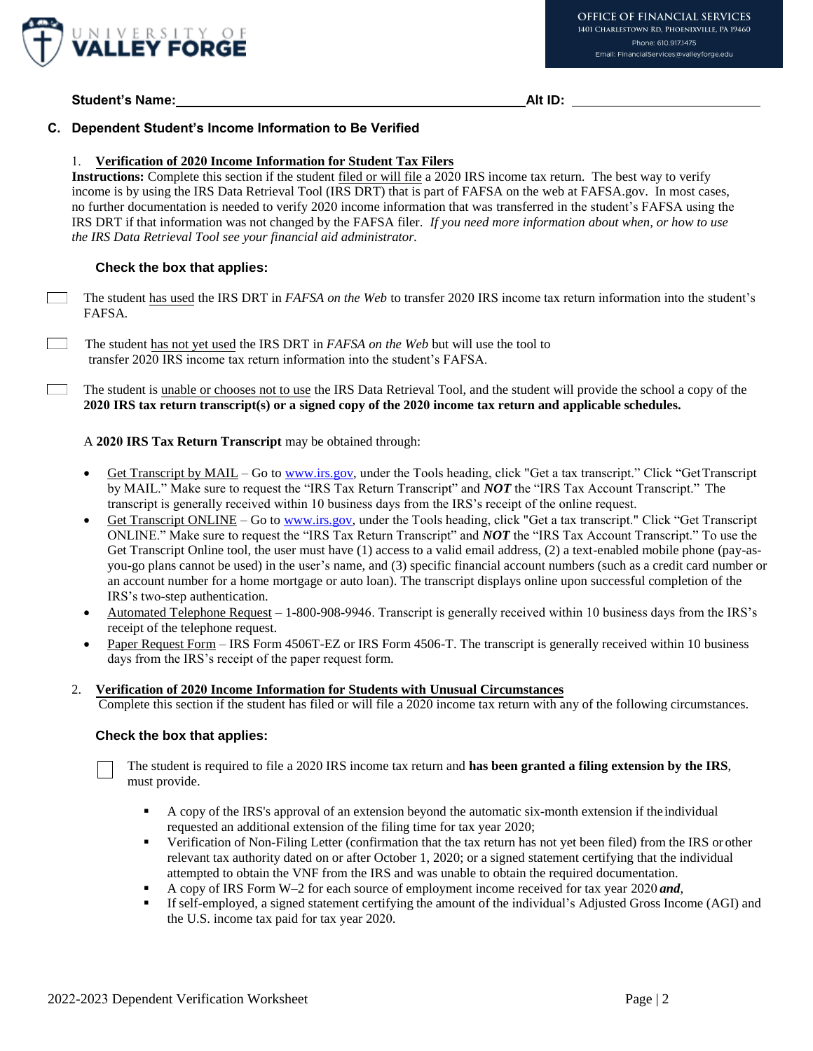**Student's Name:** ______________________________ **Alt ID:** ____________________

## C. Dependent Student's Income Information to Be Verified

1. **Verification of 2020 Income Information for Student Tax Filers**

**Instructions:** Complete this section if the student filed or will file a 2020 IRS income tax return. The best way to verify income is by using the IRS Data Retrieval Tool (IRS DRT) that is part of FAFSA on the web at FAFSA.gov. In most cases, no further documentation is needed to verify 2020 income information that was transferred in the student's FAFSA using the IRS DRT if that information was not changed by the FAFSA filer. *If you need more information about when, or how to use the IRS Data Retrieval Tool see your financial aid administrator.*

**Check the box that applies:**

☐ The student has used the IRS DRT in *FAFSA on the Web* to transfer 2020 IRS income tax return information into the student's FAFSA.

☐ The student has not yet used the IRS DRT in *FAFSA on the Web* but will use the tool to transfer 2020 IRS income tax return information into the student's FAFSA.

☐ The student is unable or chooses not to use the IRS Data Retrieval Tool, and the student will provide the school a copy of the **2020 IRS tax return transcript(s) or a signed copy of the 2020 income tax return and applicable schedules.**

A **2020 IRS Tax Return Transcript** may be obtained through:

- Get Transcript by MAIL – Go to www.irs.gov, under the Tools heading, click "Get a tax transcript." Click "Get Transcript by MAIL." Make sure to request the "IRS Tax Return Transcript" and ***NOT*** the "IRS Tax Account Transcript." The transcript is generally received within 10 business days from the IRS's receipt of the online request.
- Get Transcript ONLINE – Go to www.irs.gov, under the Tools heading, click "Get a tax transcript." Click "Get Transcript ONLINE." Make sure to request the "IRS Tax Return Transcript" and ***NOT*** the "IRS Tax Account Transcript." To use the Get Transcript Online tool, the user must have (1) access to a valid email address, (2) a text-enabled mobile phone (pay-as-you-go plans cannot be used) in the user's name, and (3) specific financial account numbers (such as a credit card number or an account number for a home mortgage or auto loan). The transcript displays online upon successful completion of the IRS's two-step authentication.
- Automated Telephone Request – 1-800-908-9946. Transcript is generally received within 10 business days from the IRS's receipt of the telephone request.
- Paper Request Form – IRS Form 4506T-EZ or IRS Form 4506-T. The transcript is generally received within 10 business days from the IRS's receipt of the paper request form.

2. **Verification of 2020 Income Information for Students with Unusual Circumstances**

Complete this section if the student has filed or will file a 2020 income tax return with any of the following circumstances.

**Check the box that applies:**

☐ The student is required to file a 2020 IRS income tax return and **has been granted a filing extension by the IRS**, must provide.

- A copy of the IRS's approval of an extension beyond the automatic six-month extension if the individual requested an additional extension of the filing time for tax year 2020;
- Verification of Non-Filing Letter (confirmation that the tax return has not yet been filed) from the IRS or other relevant tax authority dated on or after October 1, 2020; or a signed statement certifying that the individual attempted to obtain the VNF from the IRS and was unable to obtain the required documentation.
- A copy of IRS Form W–2 for each source of employment income received for tax year 2020 ***and***,
- If self-employed, a signed statement certifying the amount of the individual's Adjusted Gross Income (AGI) and the U.S. income tax paid for tax year 2020.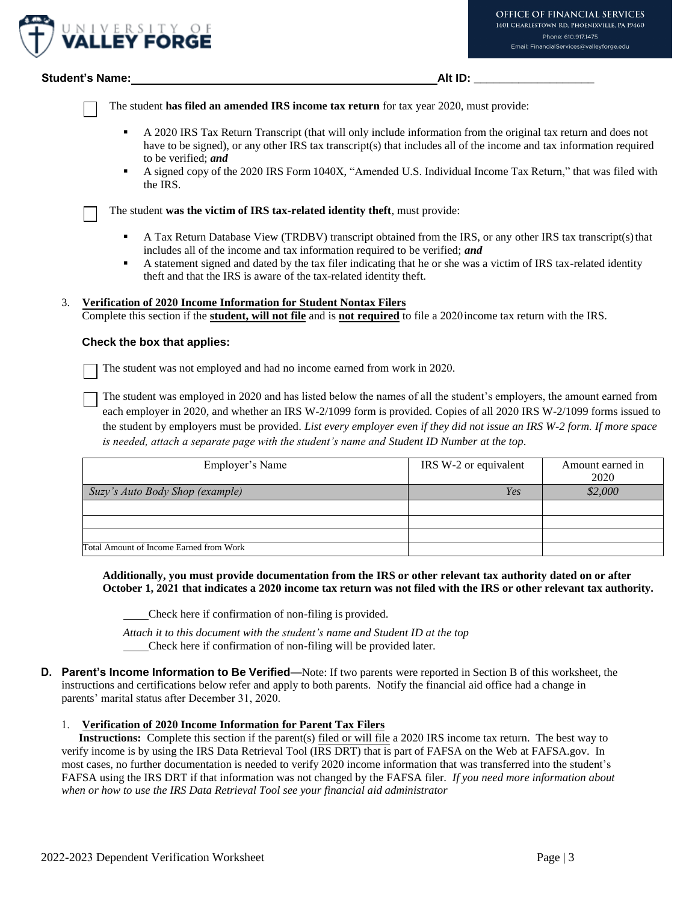**UNIVERSITY OF VALLEY FORGE**

**OFFICE OF FINANCIAL SERVICES**
1401 Charlestown Rd, Phoenixville, PA 19460
Phone: 610.917.1475
Email: FinancialServices@valleyforge.edu

**Student's Name:** ______________________________________________ **Alt ID:** ____________________

☐ The student **has filed an amended IRS income tax return** for tax year 2020, must provide:

- A 2020 IRS Tax Return Transcript (that will only include information from the original tax return and does not have to be signed), or any other IRS tax transcript(s) that includes all of the income and tax information required to be verified; ***and***
- A signed copy of the 2020 IRS Form 1040X, "Amended U.S. Individual Income Tax Return," that was filed with the IRS.

☐ The student **was the victim of IRS tax-related identity theft**, must provide:

- A Tax Return Database View (TRDBV) transcript obtained from the IRS, or any other IRS tax transcript(s) that includes all of the income and tax information required to be verified; ***and***
- A statement signed and dated by the tax filer indicating that he or she was a victim of IRS tax-related identity theft and that the IRS is aware of the tax-related identity theft.

3. **Verification of 2020 Income Information for Student Nontax Filers**
Complete this section if the **student, will not file** and is **not required** to file a 2020 income tax return with the IRS.

**Check the box that applies:**

☐ The student was not employed and had no income earned from work in 2020.

☐ The student was employed in 2020 and has listed below the names of all the student's employers, the amount earned from each employer in 2020, and whether an IRS W-2/1099 form is provided. Copies of all 2020 IRS W-2/1099 forms issued to the student by employers must be provided. *List every employer even if they did not issue an IRS W-2 form. If more space is needed, attach a separate page with the student's name and Student ID Number at the top.*

| Employer's Name | IRS W-2 or equivalent | Amount earned in 2020 |
|---|---|---|
| *Suzy's Auto Body Shop (example)* | *Yes* | *$2,000* |
| | | |
| | | |
| | | |
| Total Amount of Income Earned from Work | | |

**Additionally, you must provide documentation from the IRS or other relevant tax authority dated on or after October 1, 2021 that indicates a 2020 income tax return was not filed with the IRS or other relevant tax authority.**

____Check here if confirmation of non-filing is provided.

*Attach it to this document with the student's name and Student ID at the top*

____Check here if confirmation of non-filing will be provided later.

**D. Parent's Income Information to Be Verified—**Note: If two parents were reported in Section B of this worksheet, the instructions and certifications below refer and apply to both parents. Notify the financial aid office had a change in parents' marital status after December 31, 2020.

1. **Verification of 2020 Income Information for Parent Tax Filers**
**Instructions:** Complete this section if the parent(s) filed or will file a 2020 IRS income tax return. The best way to verify income is by using the IRS Data Retrieval Tool (IRS DRT) that is part of FAFSA on the Web at FAFSA.gov. In most cases, no further documentation is needed to verify 2020 income information that was transferred into the student's FAFSA using the IRS DRT if that information was not changed by the FAFSA filer. *If you need more information about when or how to use the IRS Data Retrieval Tool see your financial aid administrator*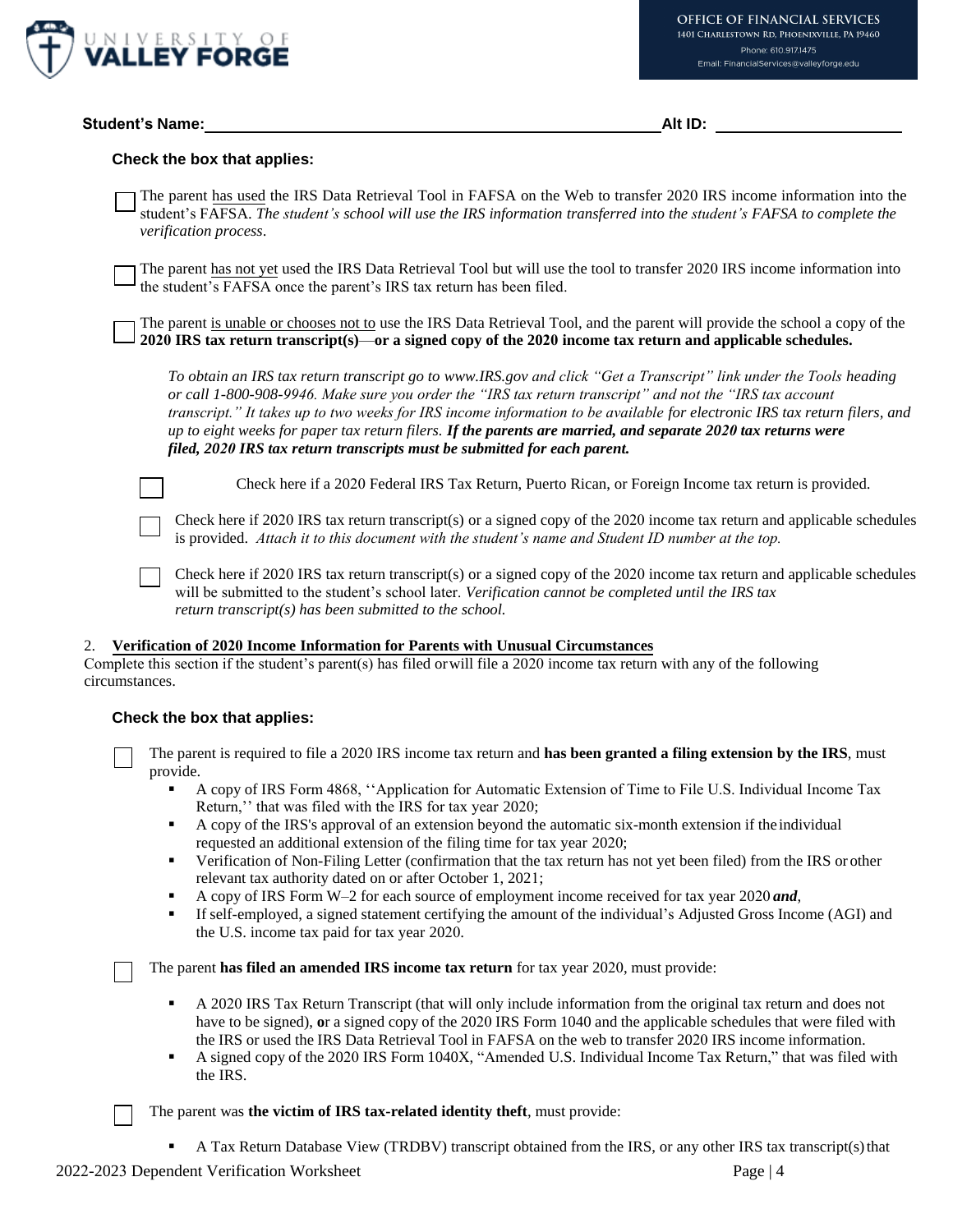**Student's Name:** ______________________________ **Alt ID:** ____________________

**Check the box that applies:**

☐ The parent has used the IRS Data Retrieval Tool in FAFSA on the Web to transfer 2020 IRS income information into the student's FAFSA. *The student's school will use the IRS information transferred into the student's FAFSA to complete the verification process*.

☐ The parent has not yet used the IRS Data Retrieval Tool but will use the tool to transfer 2020 IRS income information into the student's FAFSA once the parent's IRS tax return has been filed.

☐ The parent is unable or chooses not to use the IRS Data Retrieval Tool, and the parent will provide the school a copy of the **2020 IRS tax return transcript(s)**—**or a signed copy of the 2020 income tax return and applicable schedules.**

*To obtain an IRS tax return transcript go to www.IRS.gov and click "Get a Transcript" link under the Tools heading or call 1-800-908-9946. Make sure you order the "IRS tax return transcript" and not the "IRS tax account transcript." It takes up to two weeks for IRS income information to be available for electronic IRS tax return filers, and up to eight weeks for paper tax return filers.* ***If the parents are married, and separate 2020 tax returns were filed, 2020 IRS tax return transcripts must be submitted for each parent.***

☐ Check here if a 2020 Federal IRS Tax Return, Puerto Rican, or Foreign Income tax return is provided.

☐ Check here if 2020 IRS tax return transcript(s) or a signed copy of the 2020 income tax return and applicable schedules is provided. *Attach it to this document with the student's name and Student ID number at the top.*

☐ Check here if 2020 IRS tax return transcript(s) or a signed copy of the 2020 income tax return and applicable schedules will be submitted to the student's school later. *Verification cannot be completed until the IRS tax return transcript(s) has been submitted to the school.*

## 2. Verification of 2020 Income Information for Parents with Unusual Circumstances

Complete this section if the student's parent(s) has filed or will file a 2020 income tax return with any of the following circumstances.

**Check the box that applies:**

☐ The parent is required to file a 2020 IRS income tax return and **has been granted a filing extension by the IRS**, must provide.

- A copy of IRS Form 4868, ''Application for Automatic Extension of Time to File U.S. Individual Income Tax Return,'' that was filed with the IRS for tax year 2020;
- A copy of the IRS's approval of an extension beyond the automatic six-month extension if the individual requested an additional extension of the filing time for tax year 2020;
- Verification of Non-Filing Letter (confirmation that the tax return has not yet been filed) from the IRS or other relevant tax authority dated on or after October 1, 2021;
- A copy of IRS Form W–2 for each source of employment income received for tax year 2020 ***and***,
- If self-employed, a signed statement certifying the amount of the individual's Adjusted Gross Income (AGI) and the U.S. income tax paid for tax year 2020.

☐ The parent **has filed an amended IRS income tax return** for tax year 2020, must provide:

- A 2020 IRS Tax Return Transcript (that will only include information from the original tax return and does not have to be signed), **o**r a signed copy of the 2020 IRS Form 1040 and the applicable schedules that were filed with the IRS or used the IRS Data Retrieval Tool in FAFSA on the web to transfer 2020 IRS income information.
- A signed copy of the 2020 IRS Form 1040X, "Amended U.S. Individual Income Tax Return," that was filed with the IRS.

☐ The parent was **the victim of IRS tax-related identity theft**, must provide:

- A Tax Return Database View (TRDBV) transcript obtained from the IRS, or any other IRS tax transcript(s) that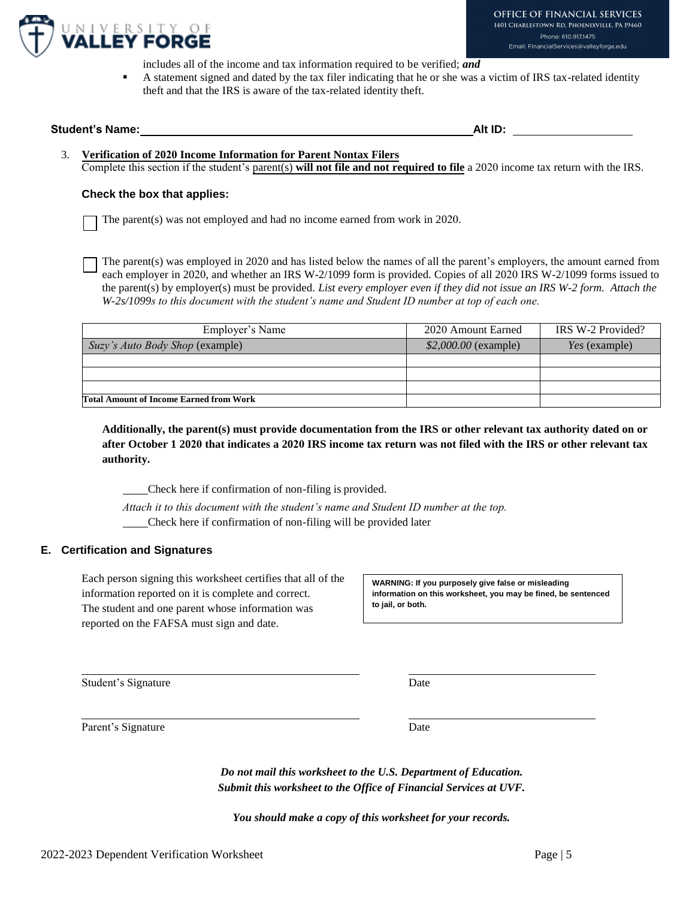includes all of the income and tax information required to be verified; ***and***

- A statement signed and dated by the tax filer indicating that he or she was a victim of IRS tax-related identity theft and that the IRS is aware of the tax-related identity theft.

**Student's Name:** ______________________________ **Alt ID:** ____________________

3. **Verification of 2020 Income Information for Parent Nontax Filers**
   Complete this section if the student's parent(s) **will not file and not required to file** a 2020 income tax return with the IRS.

**Check the box that applies:**

☐ The parent(s) was not employed and had no income earned from work in 2020.

☐ The parent(s) was employed in 2020 and has listed below the names of all the parent's employers, the amount earned from each employer in 2020, and whether an IRS W-2/1099 form is provided. Copies of all 2020 IRS W-2/1099 forms issued to the parent(s) by employer(s) must be provided. *List every employer even if they did not issue an IRS W-2 form. Attach the W-2s/1099s to this document with the student's name and Student ID number at top of each one.*

| Employer's Name | 2020 Amount Earned | IRS W-2 Provided? |
|---|---|---|
| *Suzy's Auto Body Shop* (example) | *$2,000.00* (example) | *Yes* (example) |
| | | |
| | | |
| | | |
| **Total Amount of Income Earned from Work** | | |

**Additionally, the parent(s) must provide documentation from the IRS or other relevant tax authority dated on or after October 1 2020 that indicates a 2020 IRS income tax return was not filed with the IRS or other relevant tax authority.**

____Check here if confirmation of non-filing is provided.

*Attach it to this document with the student's name and Student ID number at the top.*

____Check here if confirmation of non-filing will be provided later

## E. Certification and Signatures

Each person signing this worksheet certifies that all of the information reported on it is complete and correct. The student and one parent whose information was reported on the FAFSA must sign and date.

**WARNING: If you purposely give false or misleading information on this worksheet, you may be fined, be sentenced to jail, or both.**

______________________________ ____________________
Student's Signature Date

______________________________ ____________________
Parent's Signature Date

***Do not mail this worksheet to the U.S. Department of Education.***
***Submit this worksheet to the Office of Financial Services at UVF.***

***You should make a copy of this worksheet for your records.***